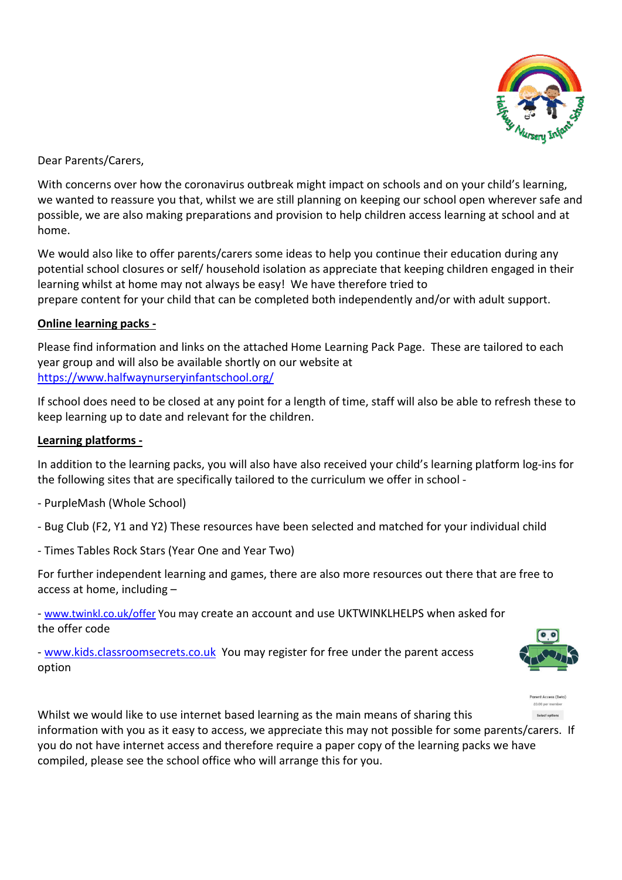Dear Parents/Carers,

With concerns over how the coronavirus outbreak might impact on schools and on your child's learning, we wanted to reassure you that, whilst we are still planning on keeping our school open wherever safe and possible, we are also making preparations and provision to help children access learning at school and at home.

We would also like to offer parents/carers some ideas to help you continue their education during any potential school closures or self/ household isolation as appreciate that keeping children engaged in their learning whilst at home may not always be easy! We have therefore tried to prepare content for your child that can be completed both independently and/or with adult support.

**Online learning packs -**

Please find information and links on the attached Home Learning Pack Page. These are tailored to each year group and will also be available shortly on our website at https://www.halfwaynurseryinfantschool.org/

If school does need to be closed at any point for a length of time, staff will also be able to refresh these to keep learning up to date and relevant for the children.

**Learning platforms -**

In addition to the learning packs, you will also have also received your child's learning platform log-ins for the following sites that are specifically tailored to the curriculum we offer in school -

- PurpleMash (Whole School)

- Bug Club (F2, Y1 and Y2) These resources have been selected and matched for your individual child

- Times Tables Rock Stars (Year One and Year Two)

For further independent learning and games, there are also more resources out there that are free to access at home, including –

- www.twinkl.co.uk/offer You may create an account and use UKTWINKLHELPS when asked for the offer code

- www.kids.classroomsecrets.co.uk You may register for free under the parent access option

Whilst we would like to use internet based learning as the main means of sharing this information with you as it easy to access, we appreciate this may not possible for some parents/carers. If you do not have internet access and therefore require a paper copy of the learning packs we have compiled, please see the school office who will arrange this for you.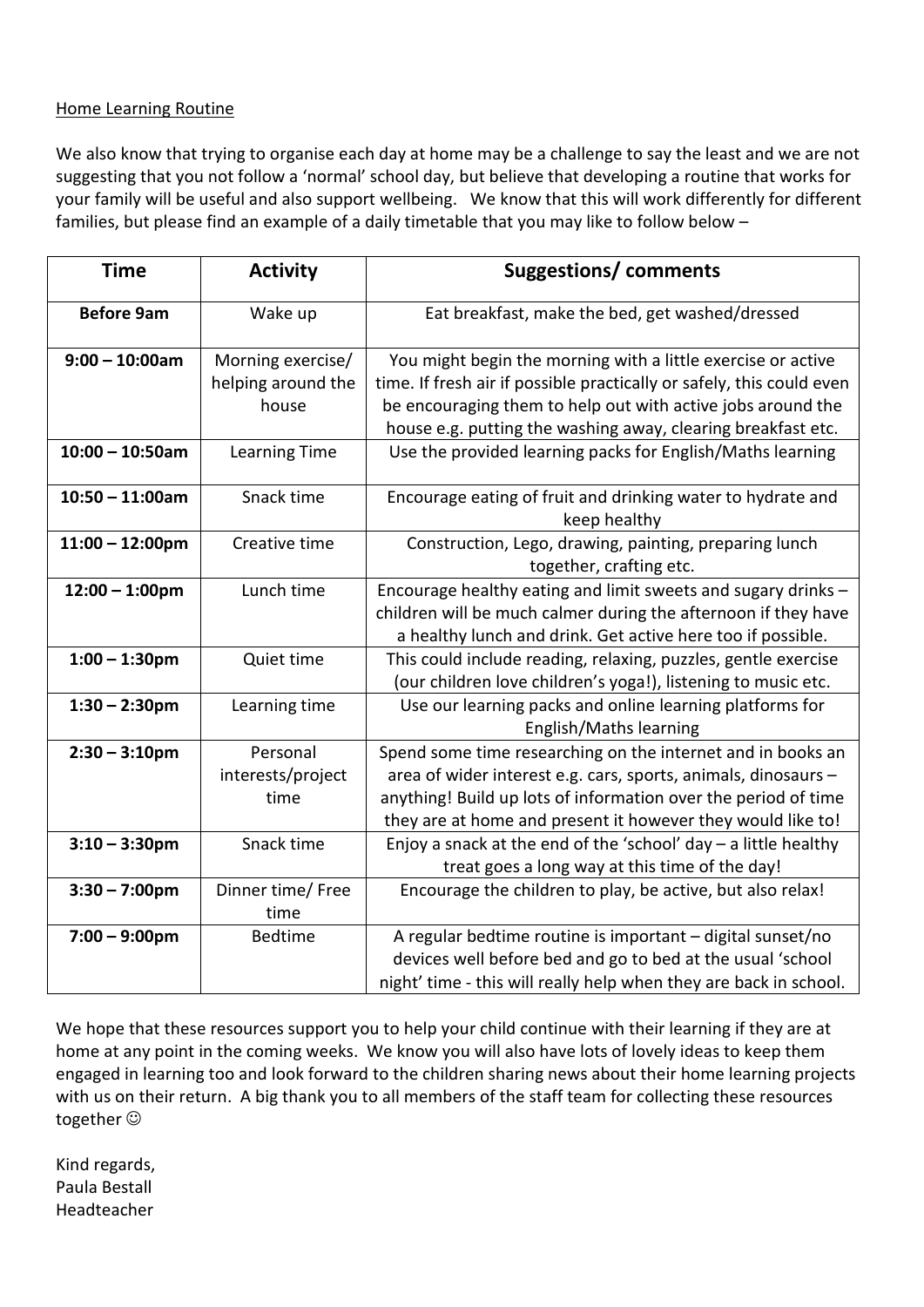Home Learning Routine

We also know that trying to organise each day at home may be a challenge to say the least and we are not suggesting that you not follow a 'normal' school day, but believe that developing a routine that works for your family will be useful and also support wellbeing. We know that this will work differently for different families, but please find an example of a daily timetable that you may like to follow below –

| Time | Activity | Suggestions/ comments |
| --- | --- | --- |
| **Before 9am** | Wake up | Eat breakfast, make the bed, get washed/dressed |
| **9:00 – 10:00am** | Morning exercise/ helping around the house | You might begin the morning with a little exercise or active time. If fresh air if possible practically or safely, this could even be encouraging them to help out with active jobs around the house e.g. putting the washing away, clearing breakfast etc. |
| **10:00 – 10:50am** | Learning Time | Use the provided learning packs for English/Maths learning |
| **10:50 – 11:00am** | Snack time | Encourage eating of fruit and drinking water to hydrate and keep healthy |
| **11:00 – 12:00pm** | Creative time | Construction, Lego, drawing, painting, preparing lunch together, crafting etc. |
| **12:00 – 1:00pm** | Lunch time | Encourage healthy eating and limit sweets and sugary drinks – children will be much calmer during the afternoon if they have a healthy lunch and drink. Get active here too if possible. |
| **1:00 – 1:30pm** | Quiet time | This could include reading, relaxing, puzzles, gentle exercise (our children love children's yoga!), listening to music etc. |
| **1:30 – 2:30pm** | Learning time | Use our learning packs and online learning platforms for English/Maths learning |
| **2:30 – 3:10pm** | Personal interests/project time | Spend some time researching on the internet and in books an area of wider interest e.g. cars, sports, animals, dinosaurs – anything! Build up lots of information over the period of time they are at home and present it however they would like to! |
| **3:10 – 3:30pm** | Snack time | Enjoy a snack at the end of the 'school' day – a little healthy treat goes a long way at this time of the day! |
| **3:30 – 7:00pm** | Dinner time/ Free time | Encourage the children to play, be active, but also relax! |
| **7:00 – 9:00pm** | Bedtime | A regular bedtime routine is important – digital sunset/no devices well before bed and go to bed at the usual 'school night' time - this will really help when they are back in school. |

We hope that these resources support you to help your child continue with their learning if they are at home at any point in the coming weeks. We know you will also have lots of lovely ideas to keep them engaged in learning too and look forward to the children sharing news about their home learning projects with us on their return. A big thank you to all members of the staff team for collecting these resources together ☺

Kind regards,
Paula Bestall
Headteacher